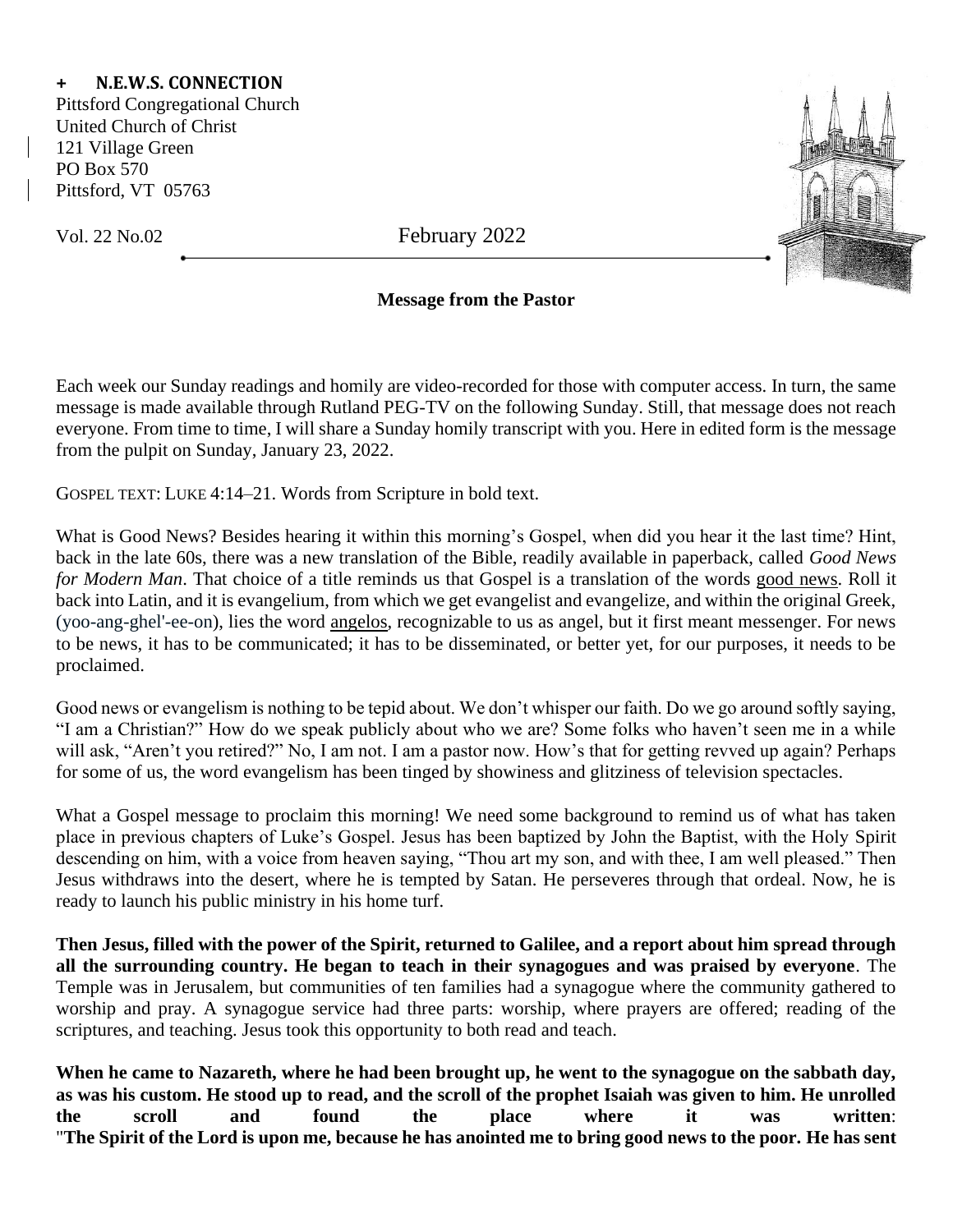**+ N.E.W.S. CONNECTION**

Pittsford Congregational Church
United Church of Christ
121 Village Green
PO Box 570
Pittsford, VT 05763

Vol. 22 No.02 February 2022

## Message from the Pastor

Each week our Sunday readings and homily are video-recorded for those with computer access. In turn, the same message is made available through Rutland PEG-TV on the following Sunday. Still, that message does not reach everyone. From time to time, I will share a Sunday homily transcript with you. Here in edited form is the message from the pulpit on Sunday, January 23, 2022.

GOSPEL TEXT: LUKE 4:14–21. Words from Scripture in bold text.

What is Good News? Besides hearing it within this morning's Gospel, when did you hear it the last time? Hint, back in the late 60s, there was a new translation of the Bible, readily available in paperback, called *Good News for Modern Man*. That choice of a title reminds us that Gospel is a translation of the words good news. Roll it back into Latin, and it is evangelium, from which we get evangelist and evangelize, and within the original Greek, (yoo-ang-ghel'-ee-on), lies the word angelos, recognizable to us as angel, but it first meant messenger. For news to be news, it has to be communicated; it has to be disseminated, or better yet, for our purposes, it needs to be proclaimed.

Good news or evangelism is nothing to be tepid about. We don't whisper our faith. Do we go around softly saying, "I am a Christian?" How do we speak publicly about who we are? Some folks who haven't seen me in a while will ask, "Aren't you retired?" No, I am not. I am a pastor now. How's that for getting revved up again? Perhaps for some of us, the word evangelism has been tinged by showiness and glitziness of television spectacles.

What a Gospel message to proclaim this morning! We need some background to remind us of what has taken place in previous chapters of Luke's Gospel. Jesus has been baptized by John the Baptist, with the Holy Spirit descending on him, with a voice from heaven saying, "Thou art my son, and with thee, I am well pleased." Then Jesus withdraws into the desert, where he is tempted by Satan. He perseveres through that ordeal. Now, he is ready to launch his public ministry in his home turf.

**Then Jesus, filled with the power of the Spirit, returned to Galilee, and a report about him spread through all the surrounding country. He began to teach in their synagogues and was praised by everyone**. The Temple was in Jerusalem, but communities of ten families had a synagogue where the community gathered to worship and pray. A synagogue service had three parts: worship, where prayers are offered; reading of the scriptures, and teaching. Jesus took this opportunity to both read and teach.

**When he came to Nazareth, where he had been brought up, he went to the synagogue on the sabbath day, as was his custom. He stood up to read, and the scroll of the prophet Isaiah was given to him. He unrolled the scroll and found the place where it was written**: "**The Spirit of the Lord is upon me, because he has anointed me to bring good news to the poor. He has sent**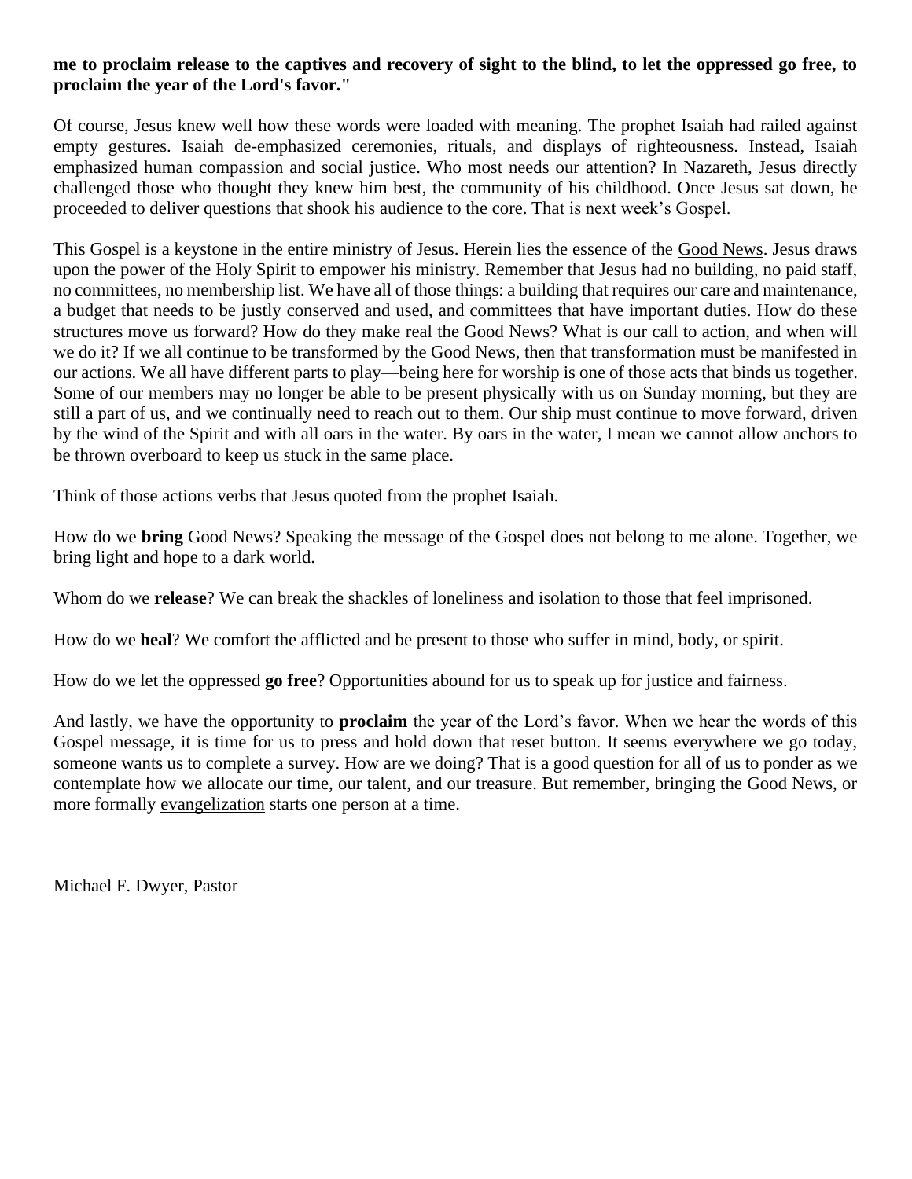**me to proclaim release to the captives and recovery of sight to the blind, to let the oppressed go free, to proclaim the year of the Lord's favor."**

Of course, Jesus knew well how these words were loaded with meaning. The prophet Isaiah had railed against empty gestures. Isaiah de-emphasized ceremonies, rituals, and displays of righteousness. Instead, Isaiah emphasized human compassion and social justice. Who most needs our attention? In Nazareth, Jesus directly challenged those who thought they knew him best, the community of his childhood. Once Jesus sat down, he proceeded to deliver questions that shook his audience to the core. That is next week's Gospel.

This Gospel is a keystone in the entire ministry of Jesus. Herein lies the essence of the Good News. Jesus draws upon the power of the Holy Spirit to empower his ministry. Remember that Jesus had no building, no paid staff, no committees, no membership list. We have all of those things: a building that requires our care and maintenance, a budget that needs to be justly conserved and used, and committees that have important duties. How do these structures move us forward? How do they make real the Good News? What is our call to action, and when will we do it? If we all continue to be transformed by the Good News, then that transformation must be manifested in our actions. We all have different parts to play—being here for worship is one of those acts that binds us together. Some of our members may no longer be able to be present physically with us on Sunday morning, but they are still a part of us, and we continually need to reach out to them. Our ship must continue to move forward, driven by the wind of the Spirit and with all oars in the water. By oars in the water, I mean we cannot allow anchors to be thrown overboard to keep us stuck in the same place.

Think of those actions verbs that Jesus quoted from the prophet Isaiah.

How do we **bring** Good News? Speaking the message of the Gospel does not belong to me alone. Together, we bring light and hope to a dark world.

Whom do we **release**? We can break the shackles of loneliness and isolation to those that feel imprisoned.

How do we **heal**? We comfort the afflicted and be present to those who suffer in mind, body, or spirit.

How do we let the oppressed **go free**? Opportunities abound for us to speak up for justice and fairness.

And lastly, we have the opportunity to **proclaim** the year of the Lord's favor. When we hear the words of this Gospel message, it is time for us to press and hold down that reset button. It seems everywhere we go today, someone wants us to complete a survey. How are we doing? That is a good question for all of us to ponder as we contemplate how we allocate our time, our talent, and our treasure. But remember, bringing the Good News, or more formally evangelization starts one person at a time.

Michael F. Dwyer, Pastor